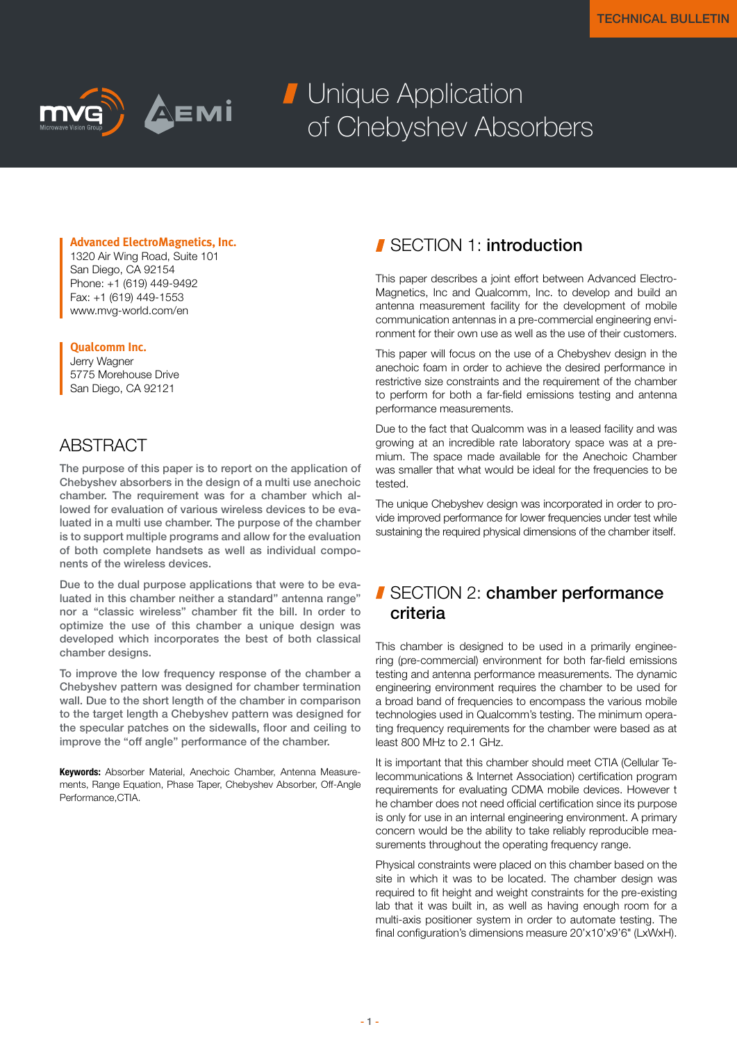TECHNICAL BULLETIN

# Unique Application of Chebyshev Absorbers

**Advanced ElectroMagnetics, Inc.**
1320 Air Wing Road, Suite 101
San Diego, CA 92154
Phone: +1 (619) 449-9492
Fax: +1 (619) 449-1553
www.mvg-world.com/en

**Qualcomm Inc.**
Jerry Wagner
5775 Morehouse Drive
San Diego, CA 92121

## ABSTRACT

The purpose of this paper is to report on the application of Chebyshev absorbers in the design of a multi use anechoic chamber. The requirement was for a chamber which allowed for evaluation of various wireless devices to be evaluated in a multi use chamber. The purpose of the chamber is to support multiple programs and allow for the evaluation of both complete handsets as well as individual components of the wireless devices.

Due to the dual purpose applications that were to be evaluated in this chamber neither a standard" antenna range" nor a "classic wireless" chamber fit the bill. In order to optimize the use of this chamber a unique design was developed which incorporates the best of both classical chamber designs.

To improve the low frequency response of the chamber a Chebyshev pattern was designed for chamber termination wall. Due to the short length of the chamber in comparison to the target length a Chebyshev pattern was designed for the specular patches on the sidewalls, floor and ceiling to improve the "off angle" performance of the chamber.

**Keywords:** Absorber Material, Anechoic Chamber, Antenna Measurements, Range Equation, Phase Taper, Chebyshev Absorber, Off-Angle Performance,CTIA.

## SECTION 1: introduction

This paper describes a joint effort between Advanced Electro-Magnetics, Inc and Qualcomm, Inc. to develop and build an antenna measurement facility for the development of mobile communication antennas in a pre-commercial engineering environment for their own use as well as the use of their customers.

This paper will focus on the use of a Chebyshev design in the anechoic foam in order to achieve the desired performance in restrictive size constraints and the requirement of the chamber to perform for both a far-field emissions testing and antenna performance measurements.

Due to the fact that Qualcomm was in a leased facility and was growing at an incredible rate laboratory space was at a premium. The space made available for the Anechoic Chamber was smaller that what would be ideal for the frequencies to be tested.

The unique Chebyshev design was incorporated in order to provide improved performance for lower frequencies under test while sustaining the required physical dimensions of the chamber itself.

## SECTION 2: chamber performance criteria

This chamber is designed to be used in a primarily engineering (pre-commercial) environment for both far-field emissions testing and antenna performance measurements. The dynamic engineering environment requires the chamber to be used for a broad band of frequencies to encompass the various mobile technologies used in Qualcomm's testing. The minimum operating frequency requirements for the chamber were based as at least 800 MHz to 2.1 GHz.

It is important that this chamber should meet CTIA (Cellular Telecommunications & Internet Association) certification program requirements for evaluating CDMA mobile devices. However the chamber does not need official certification since its purpose is only for use in an internal engineering environment. A primary concern would be the ability to take reliably reproducible measurements throughout the operating frequency range.

Physical constraints were placed on this chamber based on the site in which it was to be located. The chamber design was required to fit height and weight constraints for the pre-existing lab that it was built in, as well as having enough room for a multi-axis positioner system in order to automate testing. The final configuration's dimensions measure 20'x10'x9'6" (LxWxH).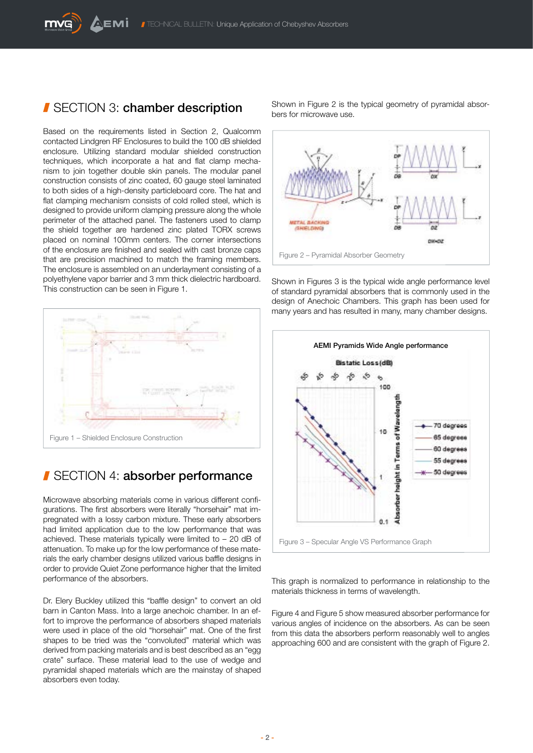## SECTION 3: **chamber description**

Based on the requirements listed in Section 2, Qualcomm contacted Lindgren RF Enclosures to build the 100 dB shielded enclosure. Utilizing standard modular shielded construction techniques, which incorporate a hat and flat clamp mechanism to join together double skin panels. The modular panel construction consists of zinc coated, 60 gauge steel laminated to both sides of a high-density particleboard core. The hat and flat clamping mechanism consists of cold rolled steel, which is designed to provide uniform clamping pressure along the whole perimeter of the attached panel. The fasteners used to clamp the shield together are hardened zinc plated TORX screws placed on nominal 100mm centers. The corner intersections of the enclosure are finished and sealed with cast bronze caps that are precision machined to match the framing members. The enclosure is assembled on an underlayment consisting of a polyethylene vapor barrier and 3 mm thick dielectric hardboard. This construction can be seen in Figure 1.

Figure 1 – Shielded Enclosure Construction

## SECTION 4: **absorber performance**

Microwave absorbing materials come in various different configurations. The first absorbers were literally "horsehair" mat impregnated with a lossy carbon mixture. These early absorbers had limited application due to the low performance that was achieved. These materials typically were limited to – 20 dB of attenuation. To make up for the low performance of these materials the early chamber designs utilized various baffle designs in order to provide Quiet Zone performance higher that the limited performance of the absorbers.

Dr. Elery Buckley utilized this "baffle design" to convert an old barn in Canton Mass. Into a large anechoic chamber. In an effort to improve the performance of absorbers shaped materials were used in place of the old "horsehair" mat. One of the first shapes to be tried was the "convoluted" material which was derived from packing materials and is best described as an "egg crate" surface. These material lead to the use of wedge and pyramidal shaped materials which are the mainstay of shaped absorbers even today.

Shown in Figure 2 is the typical geometry of pyramidal absorbers for microwave use.

Figure 2 – Pyramidal Absorber Geometry

Shown in Figures 3 is the typical wide angle performance level of standard pyramidal absorbers that is commonly used in the design of Anechoic Chambers. This graph has been used for many years and has resulted in many, many chamber designs.

Figure 3 – Specular Angle VS Performance Graph

This graph is normalized to performance in relationship to the materials thickness in terms of wavelength.

Figure 4 and Figure 5 show measured absorber performance for various angles of incidence on the absorbers. As can be seen from this data the absorbers perform reasonably well to angles approaching 600 and are consistent with the graph of Figure 2.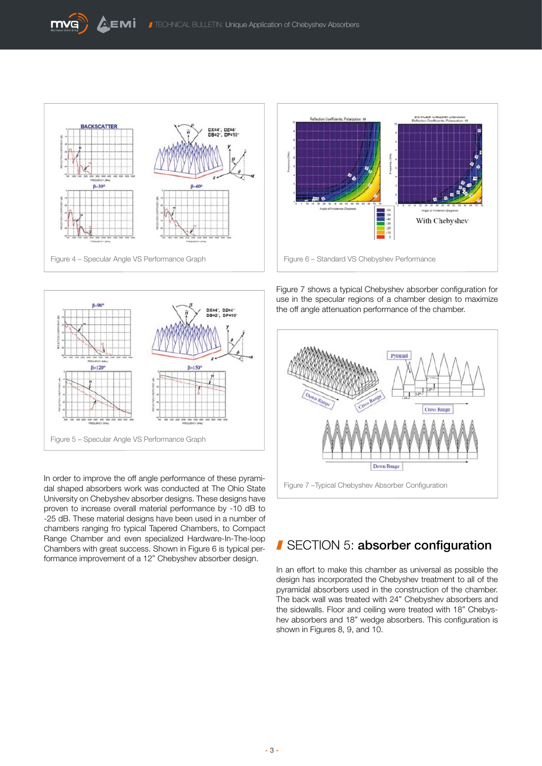Figure 4 – Specular Angle VS Performance Graph

Figure 6 – Standard VS Chebyshev Performance

Figure 5 – Specular Angle VS Performance Graph

In order to improve the off angle performance of these pyramidal shaped absorbers work was conducted at The Ohio State University on Chebyshev absorber designs. These designs have proven to increase overall material performance by -10 dB to -25 dB. These material designs have been used in a number of chambers ranging fro typical Tapered Chambers, to Compact Range Chamber and even specialized Hardware-In-The-loop Chambers with great success. Shown in Figure 6 is typical performance improvement of a 12" Chebyshev absorber design.

Figure 7 shows a typical Chebyshev absorber configuration for use in the specular regions of a chamber design to maximize the off angle attenuation performance of the chamber.

Figure 7 –Typical Chebyshev Absorber Configuration

## SECTION 5: **absorber configuration**

In an effort to make this chamber as universal as possible the design has incorporated the Chebyshev treatment to all of the pyramidal absorbers used in the construction of the chamber. The back wall was treated with 24" Chebyshev absorbers and the sidewalls. Floor and ceiling were treated with 18" Chebyshev absorbers and 18" wedge absorbers. This configuration is shown in Figures 8, 9, and 10.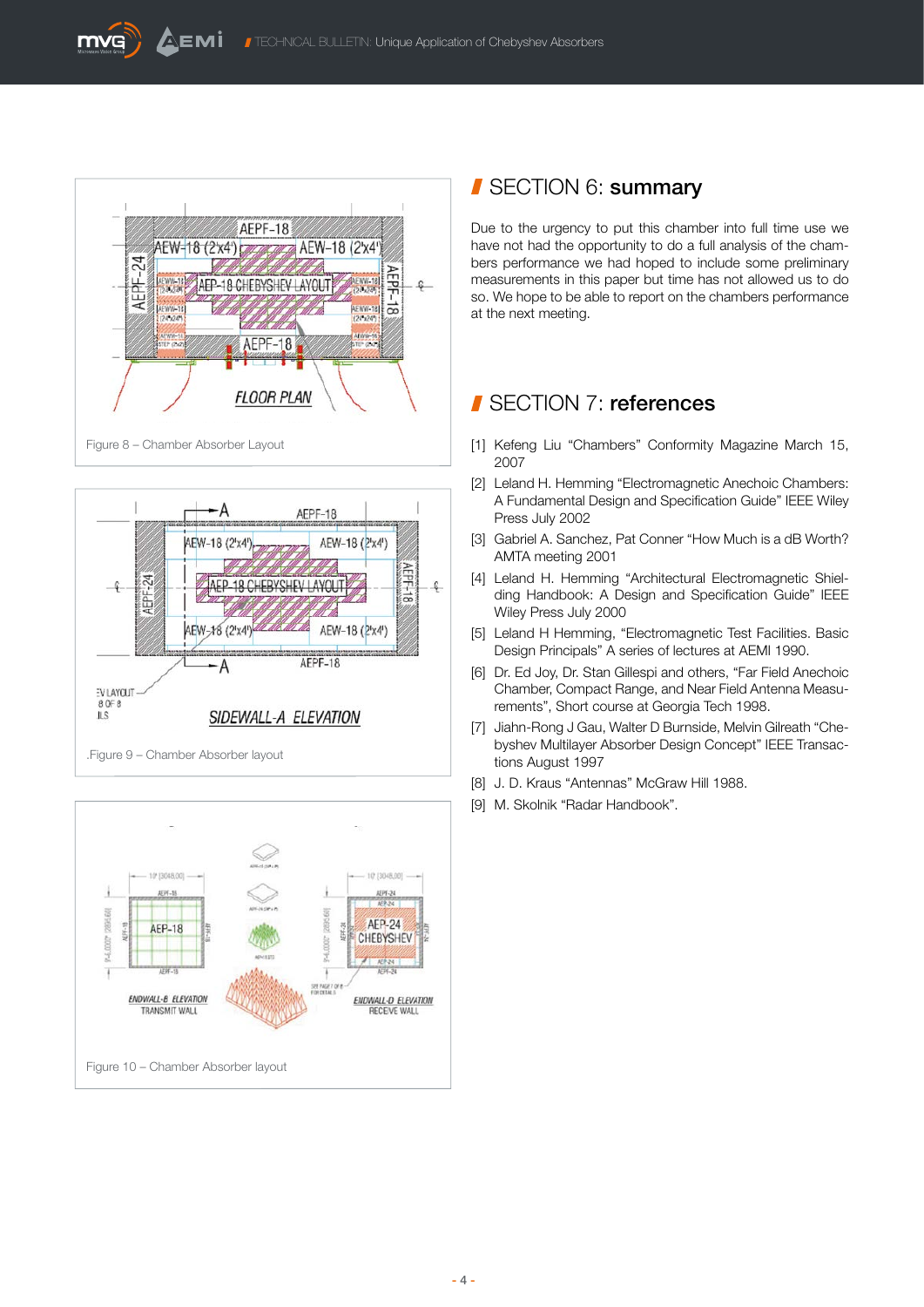Figure 8 – Chamber Absorber Layout

Figure 9 – Chamber Absorber layout

Figure 10 – Chamber Absorber layout

## SECTION 6: summary

Due to the urgency to put this chamber into full time use we have not had the opportunity to do a full analysis of the chambers performance we had hoped to include some preliminary measurements in this paper but time has not allowed us to do so. We hope to be able to report on the chambers performance at the next meeting.

## SECTION 7: references

[1] Kefeng Liu "Chambers" Conformity Magazine March 15, 2007

[2] Leland H. Hemming "Electromagnetic Anechoic Chambers: A Fundamental Design and Specification Guide" IEEE Wiley Press July 2002

[3] Gabriel A. Sanchez, Pat Conner "How Much is a dB Worth? AMTA meeting 2001

[4] Leland H. Hemming "Architectural Electromagnetic Shielding Handbook: A Design and Specification Guide" IEEE Wiley Press July 2000

[5] Leland H Hemming, "Electromagnetic Test Facilities. Basic Design Principals" A series of lectures at AEMI 1990.

[6] Dr. Ed Joy, Dr. Stan Gillespi and others, "Far Field Anechoic Chamber, Compact Range, and Near Field Antenna Measurements", Short course at Georgia Tech 1998.

[7] Jiahn-Rong J Gau, Walter D Burnside, Melvin Gilreath "Chebyshev Multilayer Absorber Design Concept" IEEE Transactions August 1997

[8] J. D. Kraus "Antennas" McGraw Hill 1988.

[9] M. Skolnik "Radar Handbook".